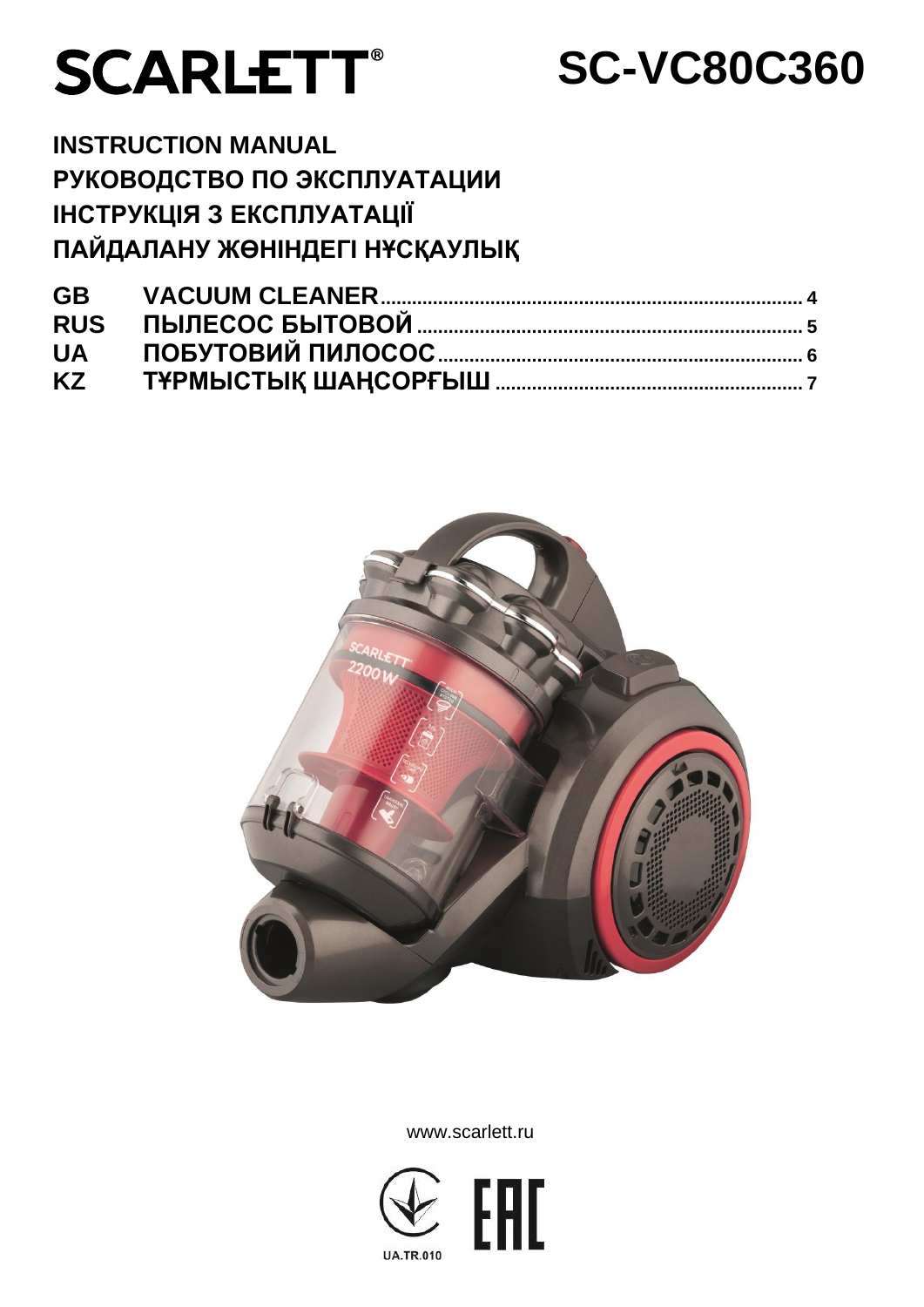# SCARLETT®

# SC-VC80C360

**INSTRUCTION MANUAL**

**РУКОВОДСТВО ПО ЭКСПЛУАТАЦИИ**

**ІНСТРУКЦІЯ З ЕКСПЛУАТАЦІЇ**

**ПАЙДАЛАНУ ЖӨНІНДЕГІ НҰСҚАУЛЫҚ**

| | | |
|---|---|---|
| **GB** | **VACUUM CLEANER** | **4** |
| **RUS** | **ПЫЛЕСОС БЫТОВОЙ** | **5** |
| **UA** | **ПОБУТОВИЙ ПИЛОСОС** | **6** |
| **KZ** | **ТҰРМЫСТЫҚ ШАҢСОРҒЫШ** | **7** |

www.scarlett.ru

UA.TR.010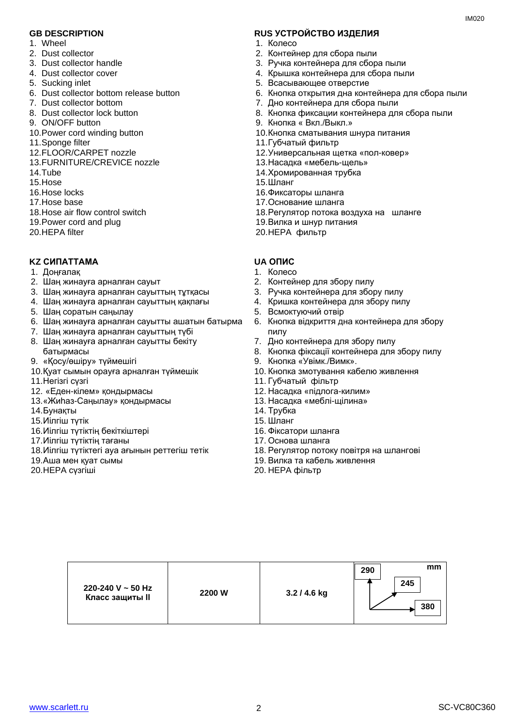## GB DESCRIPTION

1. Wheel
2. Dust collector
3. Dust collector handle
4. Dust collector cover
5. Sucking inlet
6. Dust collector bottom release button
7. Dust collector bottom
8. Dust collector lock button
9. ON/OFF button
10. Power cord winding button
11. Sponge filter
12. FLOOR/CARPET nozzle
13. FURNITURE/CREVICE nozzle
14. Tube
15. Hose
16. Hose locks
17. Hose base
18. Hose air flow control switch
19. Power cord and plug
20. HEPA filter

## RUS УСТРОЙСТВО ИЗДЕЛИЯ

1. Колесо
2. Контейнер для сбора пыли
3. Ручка контейнера для сбора пыли
4. Крышка контейнера для сбора пыли
5. Всасывающее отверстие
6. Кнопка открытия дна контейнера для сбора пыли
7. Дно контейнера для сбора пыли
8. Кнопка фиксации контейнера для сбора пыли
9. Кнопка « Вкл./Выкл.»
10. Кнопка сматывания шнура питания
11. Губчатый фильтр
12. Универсальная щетка «пол-ковер»
13. Насадка «мебель-щель»
14. Хромированная трубка
15. Шланг
16. Фиксаторы шланга
17. Основание шланга
18. Регулятор потока воздуха на шланге
19. Вилка и шнур питания
20. HEPA фильтр

## KZ СИПАТТАМА

1. Доңғалақ
2. Шаң жинауға арналған сауыт
3. Шаң жинауға арналған сауыттың тұтқасы
4. Шаң жинауға арналған сауыттың қақпағы
5. Шаң соратын саңылау
6. Шаң жинауға арналған сауытты ашатын батырма
7. Шаң жинауға арналған сауыттың түбі
8. Шаң жинауға арналған сауытты бекіту батырмасы
9. «Қосу/өшіру» түймешігі
10. Қуат сымын орауға арналған түймешік
11. Негізгі сүзгі
12. «Еден-кілем» қондырмасы
13. «Жиһаз-Саңылау» қондырмасы
14. Бунақты
15. Иілгіш түтік
16. Иілгіш түтіктің бекіткіштері
17. Иілгіш түтіктің тағаны
18. Иілгіш түтіктегі ауа ағынын реттегіш тетік
19. Аша мен қуат сымы
20. HEPA сүзгіші

## UA ОПИС

1. Колесо
2. Контейнер для збору пилу
3. Ручка контейнера для збору пилу
4. Кришка контейнера для збору пилу
5. Всмоктуючий отвір
6. Кнопка відкриття дна контейнера для збору пилу
7. Дно контейнера для збору пилу
8. Кнопка фіксації контейнера для збору пилу
9. Кнопка «Увімк./Вимк».
10. Кнопка змотування кабелю живлення
11. Губчатый фільтр
12. Насадка «підлога-килим»
13. Насадка «меблі-щілина»
14. Трубка
15. Шланг
16. Фіксатори шланга
17. Основа шланга
18. Регулятор потоку повітря на шлангові
19. Вилка та кабель живлення
20. HEPA фільтр

| 220-240 V ~ 50 Hz Класс защиты II | 2200 W | 3.2 / 4.6 kg | mm: 290 / 245 / 380 |
|---|---|---|---|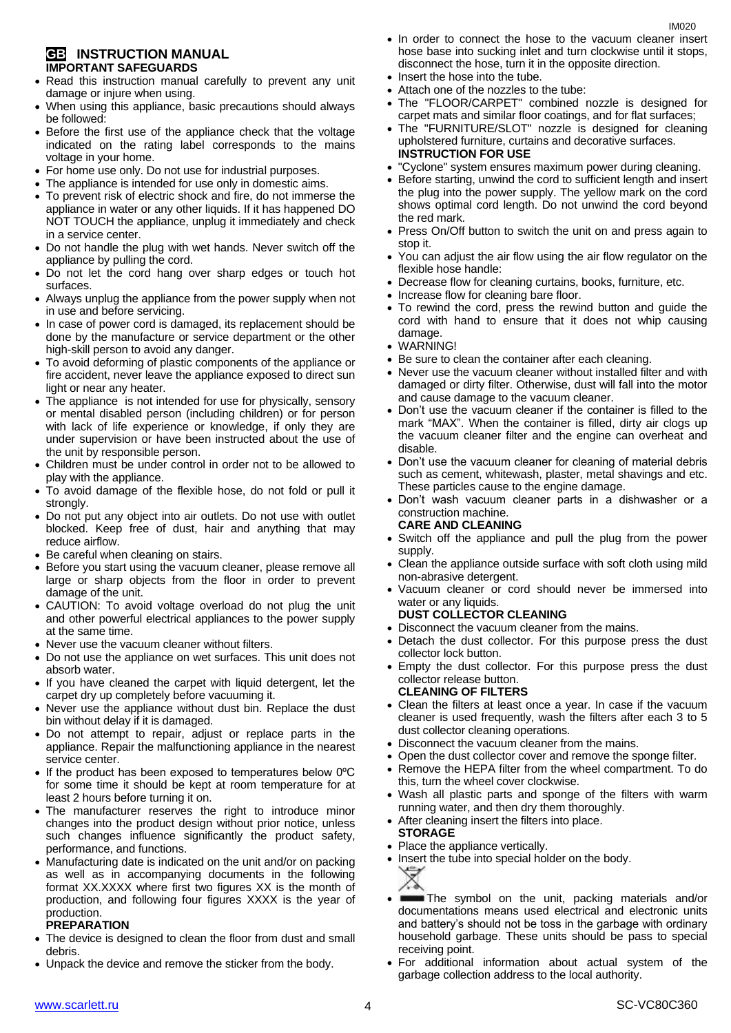## GB INSTRUCTION MANUAL

### IMPORTANT SAFEGUARDS

- Read this instruction manual carefully to prevent any unit damage or injure when using.
- When using this appliance, basic precautions should always be followed:
- Before the first use of the appliance check that the voltage indicated on the rating label corresponds to the mains voltage in your home.
- For home use only. Do not use for industrial purposes.
- The appliance is intended for use only in domestic aims.
- To prevent risk of electric shock and fire, do not immerse the appliance in water or any other liquids. If it has happened DO NOT TOUCH the appliance, unplug it immediately and check in a service center.
- Do not handle the plug with wet hands. Never switch off the appliance by pulling the cord.
- Do not let the cord hang over sharp edges or touch hot surfaces.
- Always unplug the appliance from the power supply when not in use and before servicing.
- In case of power cord is damaged, its replacement should be done by the manufacturer or service department or the other high-skill person to avoid any danger.
- To avoid deforming of plastic components of the appliance or fire accident, never leave the appliance exposed to direct sun light or near any heater.
- The appliance is not intended for use for physically, sensory or mental disabled person (including children) or for person with lack of life experience or knowledge, if only they are under supervision or have been instructed about the use of the unit by responsible person.
- Children must be under control in order not to be allowed to play with the appliance.
- To avoid damage of the flexible hose, do not fold or pull it strongly.
- Do not put any object into air outlets. Do not use with outlet blocked. Keep free of dust, hair and anything that may reduce airflow.
- Be careful when cleaning on stairs.
- Before you start using the vacuum cleaner, please remove all large or sharp objects from the floor in order to prevent damage of the unit.
- CAUTION: To avoid voltage overload do not plug the unit and other powerful electrical appliances to the power supply at the same time.
- Never use the vacuum cleaner without filters.
- Do not use the appliance on wet surfaces. This unit does not absorb water.
- If you have cleaned the carpet with liquid detergent, let the carpet dry up completely before vacuuming it.
- Never use the appliance without dust bin. Replace the dust bin without delay if it is damaged.
- Do not attempt to repair, adjust or replace parts in the appliance. Repair the malfunctioning appliance in the nearest service center.
- If the product has been exposed to temperatures below 0ºC for some time it should be kept at room temperature for at least 2 hours before turning it on.
- The manufacturer reserves the right to introduce minor changes into the product design without prior notice, unless such changes influence significantly the product safety, performance, and functions.
- Manufacturing date is indicated on the unit and/or on packing as well as in accompanying documents in the following format XX.XXXX where first two figures XX is the month of production, and following four figures XXXX is the year of production.

### PREPARATION

- The device is designed to clean the floor from dust and small debris.
- Unpack the device and remove the sticker from the body.
- In order to connect the hose to the vacuum cleaner insert hose base into sucking inlet and turn clockwise until it stops, disconnect the hose, turn it in the opposite direction.
- Insert the hose into the tube.
- Attach one of the nozzles to the tube:
- The "FLOOR/CARPET" combined nozzle is designed for carpet mats and similar floor coatings, and for flat surfaces;
- The "FURNITURE/SLOT" nozzle is designed for cleaning upholstered furniture, curtains and decorative surfaces.

### INSTRUCTION FOR USE

- "Cyclone" system ensures maximum power during cleaning.
- Before starting, unwind the cord to sufficient length and insert the plug into the power supply. The yellow mark on the cord shows optimal cord length. Do not unwind the cord beyond the red mark.
- Press On/Off button to switch the unit on and press again to stop it.
- You can adjust the air flow using the air flow regulator on the flexible hose handle:
- Decrease flow for cleaning curtains, books, furniture, etc.
- Increase flow for cleaning bare floor.
- To rewind the cord, press the rewind button and guide the cord with hand to ensure that it does not whip causing damage.
- WARNING!
- Be sure to clean the container after each cleaning.
- Never use the vacuum cleaner without installed filter and with damaged or dirty filter. Otherwise, dust will fall into the motor and cause damage to the vacuum cleaner.
- Don't use the vacuum cleaner if the container is filled to the mark "MAX". When the container is filled, dirty air clogs up the vacuum cleaner filter and the engine can overheat and disable.
- Don't use the vacuum cleaner for cleaning of material debris such as cement, whitewash, plaster, metal shavings and etc. These particles cause to the engine damage.
- Don't wash vacuum cleaner parts in a dishwasher or a construction machine.

### CARE AND CLEANING

- Switch off the appliance and pull the plug from the power supply.
- Clean the appliance outside surface with soft cloth using mild non-abrasive detergent.
- Vacuum cleaner or cord should never be immersed into water or any liquids.

### DUST COLLECTOR CLEANING

- Disconnect the vacuum cleaner from the mains.
- Detach the dust collector. For this purpose press the dust collector lock button.
- Empty the dust collector. For this purpose press the dust collector release button.

### CLEANING OF FILTERS

- Clean the filters at least once a year. In case if the vacuum cleaner is used frequently, wash the filters after each 3 to 5 dust collector cleaning operations.
- Disconnect the vacuum cleaner from the mains.
- Open the dust collector cover and remove the sponge filter.
- Remove the HEPA filter from the wheel compartment. To do this, turn the wheel cover clockwise.
- Wash all plastic parts and sponge of the filters with warm running water, and then dry them thoroughly.
- After cleaning insert the filters into place.

### STORAGE

- Place the appliance vertically.
- Insert the tube into special holder on the body.
- The symbol on the unit, packing materials and/or documentations means used electrical and electronic units and battery's should not be toss in the garbage with ordinary household garbage. These units should be pass to special receiving point.
- For additional information about actual system of the garbage collection address to the local authority.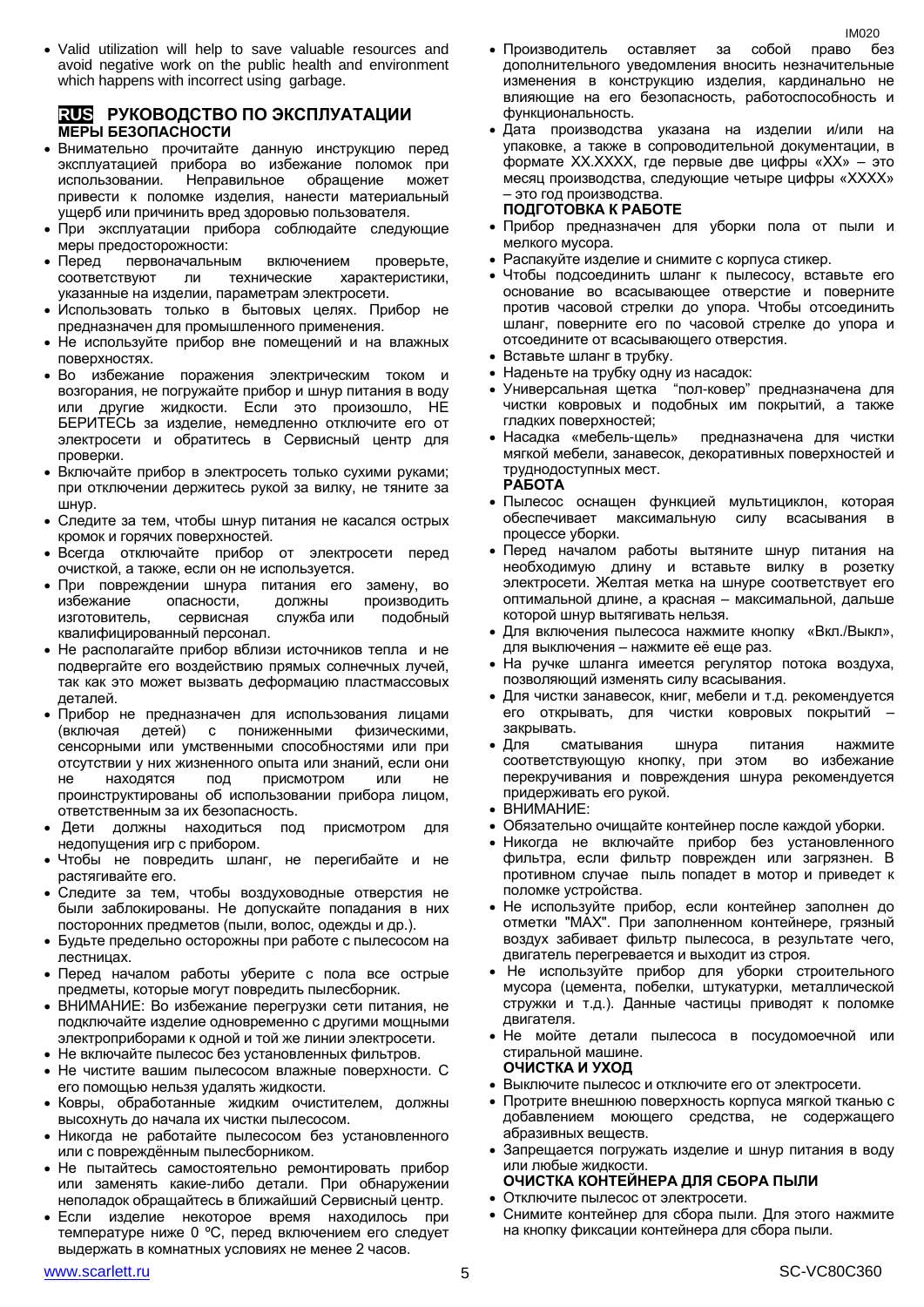- Valid utilization will help to save valuable resources and avoid negative work on the public health and environment which happens with incorrect using garbage.

## RUS РУКОВОДСТВО ПО ЭКСПЛУАТАЦИИ

### МЕРЫ БЕЗОПАСНОСТИ

- Внимательно прочитайте данную инструкцию перед эксплуатацией прибора во избежание поломок при использовании. Неправильное обращение может привести к поломке изделия, нанести материальный ущерб или причинить вред здоровью пользователя.
- При эксплуатации прибора соблюдайте следующие меры предосторожности:
- Перед первоначальным включением проверьте, соответствуют ли технические характеристики, указанные на изделии, параметрам электросети.
- Использовать только в бытовых целях. Прибор не предназначен для промышленного применения.
- Не используйте прибор вне помещений и на влажных поверхностях.
- Во избежание поражения электрическим током и возгорания, не погружайте прибор и шнур питания в воду или другие жидкости. Если это произошло, НЕ БЕРИТЕСЬ за изделие, немедленно отключите его от электросети и обратитесь в Сервисный центр для проверки.
- Включайте прибор в электросеть только сухими руками; при отключении держитесь рукой за вилку, не тяните за шнур.
- Следите за тем, чтобы шнур питания не касался острых кромок и горячих поверхностей.
- Всегда отключайте прибор от электросети перед очисткой, а также, если он не используется.
- При повреждении шнура питания его замену, во избежание опасности, должны производить изготовитель, сервисная служба или подобный квалифицированный персонал.
- Не располагайте прибор вблизи источников тепла и не подвергайте его воздействию прямых солнечных лучей, так как это может вызвать деформацию пластмассовых деталей.
- Прибор не предназначен для использования лицами (включая детей) с пониженными физическими, сенсорными или умственными способностями или при отсутствии у них жизненного опыта или знаний, если они не находятся под присмотром или не проинструктированы об использовании прибора лицом, ответственным за их безопасность.
- Дети должны находиться под присмотром для недопущения игр с прибором.
- Чтобы не повредить шланг, не перегибайте и не растягивайте его.
- Следите за тем, чтобы воздуховодные отверстия не были заблокированы. Не допускайте попадания в них посторонних предметов (пыли, волос, одежды и др.).
- Будьте предельно осторожны при работе с пылесосом на лестницах.
- Перед началом работы уберите с пола все острые предметы, которые могут повредить пылесборник.
- ВНИМАНИЕ: Во избежание перегрузки сети питания, не подключайте изделие одновременно с другими мощными электроприборами к одной и той же линии электросети.
- Не включайте пылесос без установленных фильтров.
- Не чистите вашим пылесосом влажные поверхности. С его помощью нельзя удалять жидкости.
- Ковры, обработанные жидким очистителем, должны высохнуть до начала их чистки пылесосом.
- Никогда не работайте пылесосом без установленного или с повреждённым пылесборником.
- Не пытайтесь самостоятельно ремонтировать прибор или заменять какие-либо детали. При обнаружении неполадок обращайтесь в ближайший Сервисный центр.
- Если изделие некоторое время находилось при температуре ниже 0 ºC, перед включением его следует выдержать в комнатных условиях не менее 2 часов.
- Производитель оставляет за собой право без дополнительного уведомления вносить незначительные изменения в конструкцию изделия, кардинально не влияющие на его безопасность, работоспособность и функциональность.
- Дата производства указана на изделии и/или на упаковке, а также в сопроводительной документации, в формате XX.XXXX, где первые две цифры «XX» – это месяц производства, следующие четыре цифры «XXXX» – это год производства.

### ПОДГОТОВКА К РАБОТЕ

- Прибор предназначен для уборки пола от пыли и мелкого мусора.
- Распакуйте изделие и снимите с корпуса стикер.
- Чтобы подсоединить шланг к пылесосу, вставьте его основание во всасывающее отверстие и поверните против часовой стрелки до упора. Чтобы отсоединить шланг, поверните его по часовой стрелке до упора и отсоедините от всасывающего отверстия.
- Вставьте шланг в трубку.
- Наденьте на трубку одну из насадок:
- Универсальная щетка "пол-ковер" предназначена для чистки ковровых и подобных им покрытий, а также гладких поверхностей;
- Насадка «мебель-щель» предназначена для чистки мягкой мебели, занавесок, декоративных поверхностей и труднодоступных мест.

### РАБОТА

- Пылесос оснащен функцией мультициклон, которая обеспечивает максимальную силу всасывания в процессе уборки.
- Перед началом работы вытяните шнур питания на необходимую длину и вставьте вилку в розетку электросети. Желтая метка на шнуре соответствует его оптимальной длине, а красная – максимальной, дальше которой шнур вытягивать нельзя.
- Для включения пылесоса нажмите кнопку «Вкл./Выкл», для выключения – нажмите её еще раз.
- На ручке шланга имеется регулятор потока воздуха, позволяющий изменять силу всасывания.
- Для чистки занавесок, книг, мебели и т.д. рекомендуется его открывать, для чистки ковровых покрытий – закрывать.
- Для сматывания шнура питания нажмите соответствующую кнопку, при этом во избежание перекручивания и повреждения шнура рекомендуется придерживать его рукой.
- ВНИМАНИЕ:
- Обязательно очищайте контейнер после каждой уборки.
- Никогда не включайте прибор без установленного фильтра, если фильтр поврежден или загрязнен. В противном случае пыль попадет в мотор и приведет к поломке устройства.
- Не используйте прибор, если контейнер заполнен до отметки "MAX". При заполненном контейнере, грязный воздух забивает фильтр пылесоса, в результате чего, двигатель перегревается и выходит из строя.
- Не используйте прибор для уборки строительного мусора (цемента, побелки, штукатурки, металлической стружки и т.д.). Данные частицы приводят к поломке двигателя.
- Не мойте детали пылесоса в посудомоечной или стиральной машине.

### ОЧИСТКА И УХОД

- Выключите пылесос и отключите его от электросети.
- Протрите внешнюю поверхность корпуса мягкой тканью с добавлением моющего средства, не содержащего абразивных веществ.
- Запрещается погружать изделие и шнур питания в воду или любые жидкости.

### ОЧИСТКА КОНТЕЙНЕРА ДЛЯ СБОРА ПЫЛИ

- Отключите пылесос от электросети.
- Снимите контейнер для сбора пыли. Для этого нажмите на кнопку фиксации контейнера для сбора пыли.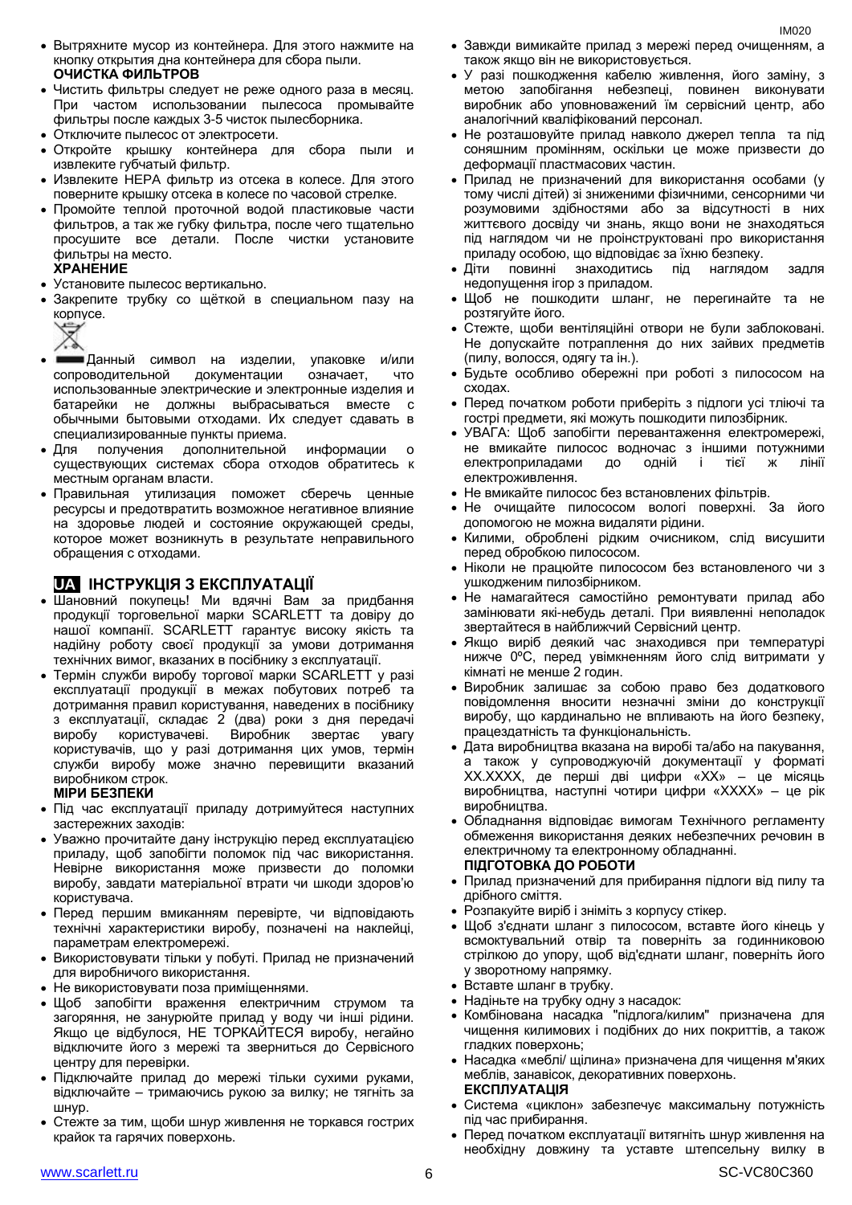- Вытряхните мусор из контейнера. Для этого нажмите на кнопку открытия дна контейнера для сбора пыли.

**ОЧИСТКА ФИЛЬТРОВ**

- Чистить фильтры следует не реже одного раза в месяц. При частом использовании пылесоса промывайте фильтры после каждых 3-5 чисток пылесборника.
- Отключите пылесос от электросети.
- Откройте крышку контейнера для сбора пыли и извлеките губчатый фильтр.
- Извлеките HEPA фильтр из отсека в колесе. Для этого поверните крышку отсека в колесе по часовой стрелке.
- Промойте теплой проточной водой пластиковые части фильтров, а так же губку фильтра, после чего тщательно просушите все детали. После чистки установите фильтры на место.

**ХРАНЕНИЕ**

- Установите пылесос вертикально.
- Закрепите трубку со щёткой в специальном пазу на корпусе.
- Данный символ на изделии, упаковке и/или сопроводительной документации означает, что использованные электрические и электронные изделия и батарейки не должны выбрасываться вместе с обычными бытовыми отходами. Их следует сдавать в специализированные пункты приема.
- Для получения дополнительной информации о существующих системах сбора отходов обратитесь к местным органам власти.
- Правильная утилизация поможет сберечь ценные ресурсы и предотвратить возможное негативное влияние на здоровье людей и состояние окружающей среды, которое может возникнуть в результате неправильного обращения с отходами.

## UA ІНСТРУКЦІЯ З ЕКСПЛУАТАЦІЇ

- Шановний покупець! Ми вдячні Вам за придбання продукції торговельної марки SCARLETT та довіру до нашої компанії. SCARLETT гарантує високу якість та надійну роботу своєї продукції за умови дотримання технічних вимог, вказаних в посібнику з експлуатації.
- Термін служби виробу торгової марки SCARLETT у разі експлуатації продукції в межах побутових потреб та дотримання правил користування, наведених в посібнику з експлуатації, складає 2 (два) роки з дня передачі виробу користувачеві. Виробник звертає увагу користувачів, що у разі дотримання цих умов, термін служби виробу може значно перевищити вказаний виробником строк.

**МІРИ БЕЗПЕКИ**

- Під час експлуатації приладу дотримуйтеся наступних застережних заходів:
- Уважно прочитайте дану інструкцію перед експлуатацією приладу, щоб запобігти поломок під час використання. Невірне використання може призвести до поломки виробу, завдати матеріальної втрати чи шкоди здоров'ю користувача.
- Перед першим вмиканням перевірте, чи відповідають технічні характеристики виробу, позначені на наклейці, параметрам електромережі.
- Використовувати тільки у побуті. Прилад не призначений для виробничого використання.
- Не використовувати поза приміщеннями.
- Щоб запобігти враження електричним струмом та загоряння, не занурюйте прилад у воду чи інші рідини. Якщо це відбулося, НЕ ТОРКАЙТЕСЯ виробу, негайно відключите його з мережі та зверніться до Сервісного центру для перевірки.
- Підключайте прилад до мережі тільки сухими руками, відключайте – тримаючись рукою за вилку; не тягніть за шнур.
- Стежте за тим, щоби шнур живлення не торкався гострих крайок та гарячих поверхонь.
- Завжди вимикайте прилад з мережі перед очищенням, а також якщо він не використовується.
- У разі пошкодження кабелю живлення, його заміну, з метою запобігання небезпеці, повинен виконувати виробник або уповноважений їм сервісний центр, або аналогічний кваліфікований персонал.
- Не розташовуйте прилад навколо джерел тепла та під соняшним промінням, оскільки це може призвести до деформації пластмасових частин.
- Прилад не призначений для використання особами (у тому числі дітей) зі зниженими фізичними, сенсорними чи розумовими здібностями або за відсутності в них життєвого досвіду чи знань, якщо вони не знаходяться під наглядом чи не проінструктовані про використання приладу особою, що відповідає за їхню безпеку.
- Діти повинні знаходитись під наглядом задля недопущення ігор з приладом.
- Щоб не пошкодити шланг, не перегинайте та не розтягуйте його.
- Стежте, щоби вентиляційні отвори не були заблоковані. Не допускайте потрапляння до них зайвих предметів (пилу, волосся, одягу та ін.).
- Будьте особливо обережні при роботі з пилососом на сходах.
- Перед початком роботи приберіть з підлоги усі тліючі та гострі предмети, які можуть пошкодити пилозбірник.
- УВАГА: Щоб запобігти перевантаження електромережі, не вмикайте пилосос водночас з іншими потужними електроприладами до одній і тієї ж лінії електроживлення.
- Не вмикайте пилосос без встановлених фільтрів.
- Не очищайте пилососом вологі поверхні. За його допомогою не можна видаляти рідини.
- Килими, оброблені рідким очисником, слід висушити перед обробкою пилососом.
- Ніколи не працюйте пилососом без встановленого чи з ушкодженим пилозбірником.
- Не намагайтеся самостійно ремонтувати прилад або замінювати які-небудь деталі. При виявленні неполадок звертайтеся в найближчий Сервісний центр.
- Якщо виріб деякий час знаходився при температурі нижче 0ºC, перед увімкненням його слід витримати у кімнаті не менше 2 годин.
- Виробник залишає за собою право без додаткового повідомлення вносити незначні зміни до конструкції виробу, що кардинально не впливають на його безпеку, працездатність та функціональність.
- Дата виробництва вказана на виробі та/або на пакування, а також у супроводжуючій документації у форматі XX.XXXX, де перші дві цифри «XX» – це місяць виробництва, наступні чотири цифри «XXXX» – це рік виробництва.
- Обладнання відповідає вимогам Технічного регламенту обмеження використання деяких небезпечних речовин в електричному та електронному обладнанні.

**ПІДГОТОВКА ДО РОБОТИ**

- Прилад призначений для прибирання підлоги від пилу та дрібного сміття.
- Розпакуйте виріб і зніміть з корпусу стікер.
- Щоб з'єднати шланг з пилососом, вставте його кінець у всмоктувальний отвір та поверніть за годинниковою стрілкою до упору, щоб від'єднати шланг, поверніть його у зворотному напрямку.
- Вставте шланг в трубку.
- Надіньте на трубку одну з насадок:
- Комбінована насадка "підлога/килим" призначена для чищення килимових і подібних до них покриттів, а також гладких поверхонь;
- Насадка «меблі/ щілина» призначена для чищення м'яких меблів, занавісок, декоративних поверхонь.

**ЕКСПЛУАТАЦІЯ**

- Система «циклон» забезпечує максимальну потужність під час прибирання.
- Перед початком експлуатації витягніть шнур живлення на необхідну довжину та уставте штепсельну вилку в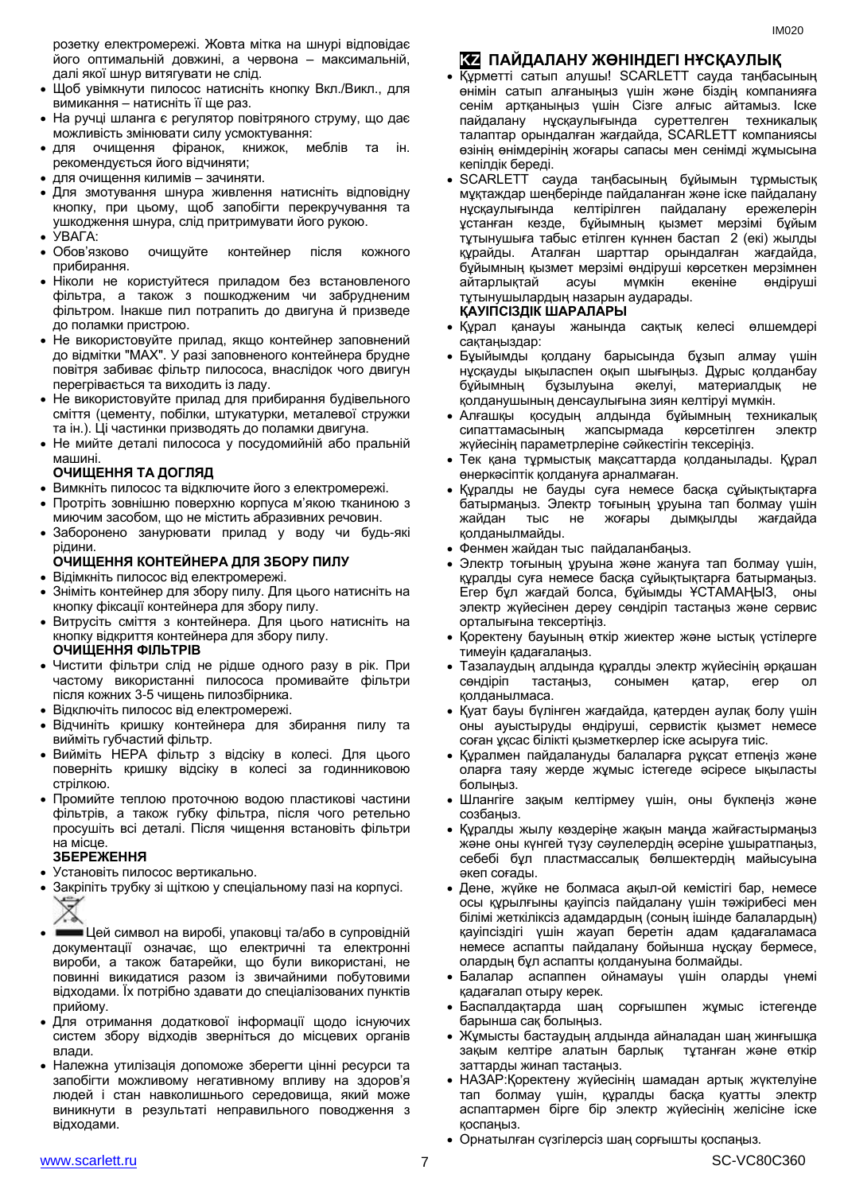розетку електромережі. Жовта мітка на шнурі відповідає його оптимальній довжині, а червона – максимальній, далі якої шнур витягувати не слід.

- Щоб увімкнути пилосос натисніть кнопку Вкл./Викл., для вимикання – натисніть її ще раз.
- На ручці шланга є регулятор повітряного струму, що дає можливість змінювати силу усмоктування:
- для очищення фіранок, книжок, меблів та ін. рекомендується його відчиняти;
- для очищення килимів – зачиняти.
- Для змотування шнура живлення натисніть відповідну кнопку, при цьому, щоб запобігти перекручування та ушкодження шнура, слід притримувати його рукою.
- УВАГА:
- Обов'язково очищуйте контейнер після кожного прибирання.
- Ніколи не користуйтеся приладом без встановленого фільтра, а також з пошкодженим чи забрудненим фільтром. Інакше пил потрапить до двигуна й призведе до поламки пристрою.
- Не використовуйте прилад, якщо контейнер заповнений до відмітки "MAX". У разі заповненого контейнера брудне повітря забиває фільтр пилососа, внаслідок чого двигун перегрівається та виходить із ладу.
- Не використовуйте прилад для прибирання будівельного сміття (цементу, побілки, штукатурки, металевої стружки та ін.). Ці частинки призводять до поламки двигуна.
- Не мийте деталі пилососа у посудомийній або пральній машині.

**ОЧИЩЕННЯ ТА ДОГЛЯД**

- Вимкніть пилосос та відключите його з електромережі.
- Протріть зовнішню поверхню корпуса м'якою тканиною з миючим засобом, що не містить абразивних речовин.
- Заборонено занурювати прилад у воду чи будь-які рідини.

**ОЧИЩЕННЯ КОНТЕЙНЕРА ДЛЯ ЗБОРУ ПИЛУ**

- Відімкніть пилосос від електромережі.
- Зніміть контейнер для збору пилу. Для цього натисніть на кнопку фіксації контейнера для збору пилу.
- Витрусіть сміття з контейнера. Для цього натисніть на кнопку відкриття контейнера для збору пилу.

**ОЧИЩЕННЯ ФІЛЬТРІВ**

- Чистити фільтри слід не рідше одного разу в рік. При частому використанні пилососа промивайте фільтри після кожних 3-5 чищень пилозбірника.
- Відключіть пилосос від електромережі.
- Відчиніть кришку контейнера для збирання пилу та вийміть губчастий фільтр.
- Вийміть HEPA фільтр з відсіку в колесі. Для цього поверніть кришку відсіку в колесі за годинниковою стрілкою.
- Промийте теплою проточною водою пластикові частини фільтрів, а також губку фільтра, після чого ретельно просушіть всі деталі. Після чищення встановіть фільтри на місце.

**ЗБЕРЕЖЕННЯ**

- Установіть пилосос вертикально.
- Закріпіть трубку зі щіткою у спеціальному пазі на корпусі.
- Цей символ на виробі, упаковці та/або в супровідній документації означає, що електричні та електронні вироби, а також батарейки, що були використані, не повинні викидатися разом із звичайними побутовими відходами. Їх потрібно здавати до спеціалізованих пунктів прийому.
- Для отримання додаткової інформації щодо існуючих систем збору відходів зверніться до місцевих органів влади.
- Належна утилізація допоможе зберегти цінні ресурси та запобігти можливому негативному впливу на здоров'я людей і стан навколишнього середовища, який може виникнути в результаті неправильного поводження з відходами.

## KZ ПАЙДАЛАНУ ЖӨНІНДЕГІ НҰСҚАУЛЫҚ

- Құрметті сатып алушы! SCARLETT сауда таңбасының өнімін сатып алғаныңыз үшін және біздің компанияға сенім артқаныңыз үшін Сізге алғыс айтамыз. Іске пайдалану нұсқаулығында суреттелген техникалық талаптар орындалған жағдайда, SCARLETT компаниясы өзінің өнімдерінің жоғары сапасы мен сенімді жұмысына кепілдік береді.
- SCARLETT сауда таңбасының бұйымын тұрмыстық мұқтаждар шеңберінде пайдаланған және іске пайдалану нұсқаулығында келтірілген пайдалану ережелерін ұстанған кезде, бұйымның қызмет мерзімі бұйым тұтынушыға табыс етілген күннен бастап 2 (екі) жылды құрайды. Аталған шарттар орындалған жағдайда, бұйымның қызмет мерзімі өндіруші көрсеткен мерзімнен айтарлықтай асуы мүмкін екеніне өндіруші тұтынушылардың назарын аударады.

**ҚАУІПСІЗДІК ШАРАЛАРЫ**

- Құрал қанауы жанында сақтық келесі өлшемдері сақтаңыздар:
- Бұйымды қолдану барысында бұзып алмау үшін нұсқауды ықыласпен оқып шығыңыз. Дұрыс қолданбау бұйымның бұзылуына әкелуі, материалдық не қолданушының денсаулығына зиян келтіруі мүмкін.
- Алғашқы қосудың алдында бұйымның техникалық сипаттамасының жапсырмада көрсетілген электр жүйесінің параметрлеріне сәйкестігін тексеріңіз.
- Тек қана тұрмыстық мақсаттарда қолданылады. Құрал өнеркәсіптік қолдануға арналмаған.
- Құралды не бауды суға немесе басқа сұйықтықтарға батырмаңыз. Электр тоғының ұруына тап болмау үшін жайдан тыс не жоғары дымқылды жағдайда қолданылмайды.
- Фенмен жайдан тыс пайдаланбаңыз.
- Электр тоғының ұруына және жануға тап болмау үшін, құралды суға немесе басқа сұйықтықтарға батырмаңыз. Егер бұл жағдай болса, бұйымды ҰСТАМАҢЫЗ, оны электр жүйесінен дереу сөндіріп тастаңыз және сервис орталығына тексертіңіз.
- Қоректену бауының өткір жиектер және ыстық үстілерге тимеуін қадағалаңыз.
- Тазалаудың алдында құралды электр жүйесінің әрқашан сөндіріп тастаңыз, сонымен қатар, егер ол қолданылмаса.
- Қуат бауы бүлінген жағдайда, қатерден аулақ болу үшін оны ауыстыруды өндіруші, сервистік қызмет немесе соған ұқсас білікті қызметкерлер іске асыруға тиіс.
- Құралмен пайдалануды балаларға рұқсат етпеңіз және оларға таяу жерде жұмыс істегеде әсіресе ықыласты болыңыз.
- Шлангіге зақым келтірмеу үшін, оны бүкпеңіз және созбаңыз.
- Құралды жылу көздеріне жақын маңда жайғастырмаңыз және оны күнгей түзу сәулелердің әсеріне ұшыратпаңыз, себебі бұл пластмассалық бөлшектердің майысуына әкеп соғады.
- Дене, жүйке не болмаса ақыл-ой кемістігі бар, немесе осы құрылғыны қауіпсіз пайдалану үшін тәжірибесі мен білімі жеткіліксіз адамдардың (соның ішінде балалардың) қауіпсіздігі үшін жауап беретін адам қадағаламаса немесе аспапты пайдалану бойынша нұсқау бермесе, олардың бұл аспапты қолдануына болмайды.
- Балалар аспаппен ойнамауы үшін оларды үнемі қадағалап отыру керек.
- Баспалдақтарда шаң сорғышпен жұмыс істегенде барынша сақ болыңыз.
- Жұмысты бастаудың алдында айналадан шаң жинғышқа зақым келтіре алатын барлық тұтанған және өткір заттарды жинап тастаңыз.
- НАЗАР:Қоректену жүйесінің шамадан артық жүктелуіне тап болмау үшін, құралды басқа қуатты электр аспаптармен бірге бір электр жүйесінің желісіне іске қоспаңыз.
- Орнатылған сүзгілерсіз шаң сорғышты қоспаңыз.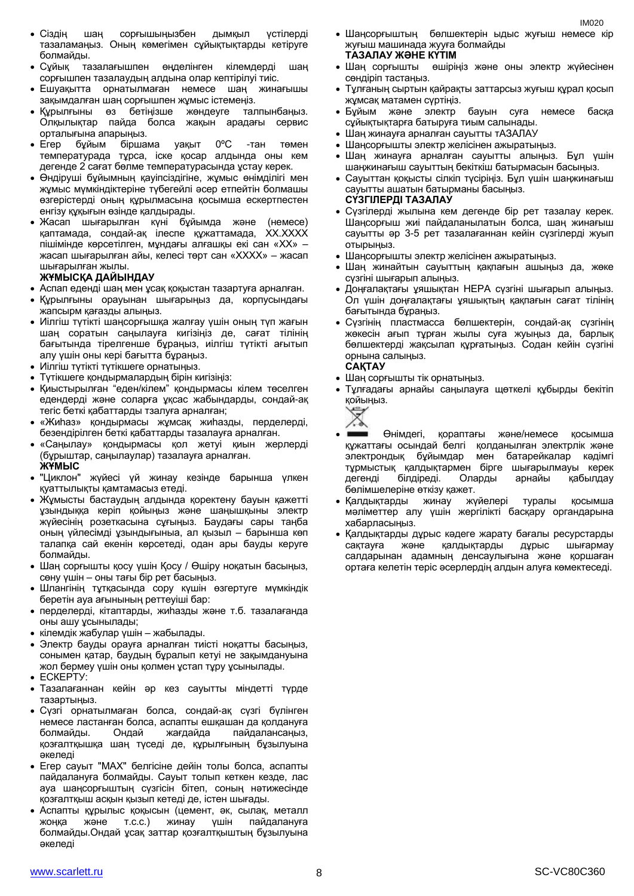- Сіздің шаң сорғышыңызбен дымқыл үстілерді тазаламаңыз. Оның көмегімен сұйықтықтарды кетіруге болмайды.
- Сұйық тазалағышпен өңделінген кілемдерді шаң сорғышпен тазалаудың алдына олар кептірілуі тиіс.
- Ешуақытта орнатылмаған немесе шаң жинағышы зақымдалған шаң сорғышпен жұмыс істемеңіз.
- Құрылғыны өз бетіңізше жөндеуге талпынбаңыз. Олқылықтар пайда болса жақын арадағы сервис орталығына апарыңыз.
- Егер бұйым біршама уақыт 0ºC -тан төмен температурада тұрса, іске қосар алдында оны кем дегенде 2 сағат бөлме температурасында ұстау керек.
- Өндіруші бұйымның қауіпсіздігіне, жұмыс өнімділігі мен жұмыс мүмкіндіктеріне түбегейлі әсер етпейтін болмашы өзгерістерді оның құрылмасына қосымша ескертпестен енгізу құқығын өзінде қалдырады.
- Жасап шығарылған күні бұйымда және (немесе) қаптамада, сондай-ақ ілеспе құжаттамада, XX.XXXX пішімінде көрсетілген, мұндағы алғашқы екі сан «XX» – жасап шығарылған айы, келесі төрт сан «XXXX» – жасап шығарылған жылы.

**ЖҰМЫСҚА ДАЙЫНДАУ**

- Аспап едендi шаң мен ұсақ қоқыстан тазартуға арналған.
- Құрылғыны орауынан шығарыңыз да, корпусындағы жапсырм қағазды алыңыз.
- Иілгіш түтікті шаңсорғышқа жалғау үшін оның түп жағын шаң соратын саңылауға кигізіңіз де, сағат тілінің бағытында тірелгенше бұраңыз, иілгіш түтікті ағытып алу үшін оны кері бағытта бұраңыз.
- Иілгіш түтікті түтікшеге орнатыңыз.
- Түтікшеге қондырмалардың бірін кигізіңіз:
- Қиыстырылған "еден/кілем" қондырмасы кілем төселген едендерді және соларға ұқсас жабындарды, сондай-ақ тегіс беткі қабаттарды тзалуға арналған;
- «Жиһаз» қондырмасы жұмсақ жиһазды, перделерді, безендірілген беткі қабаттарды тазалауға арналған.
- «Саңылау» қондырмасы қол жетуі қиын жерлерді (бұрыштар, саңылаулар) тазалауға арналған.

**ЖҰМЫС**

- "Циклон" жүйесі үй жинау кезінде барынша үлкен қуаттылықты қамтамасыз етеді.
- Жұмысты бастаудың алдында қоректену бауын қажетті ұзындыққа керіп қойыңыз және шаңышқыны электр жүйесінің розеткасына сұғыңыз. Баудағы сары таңба оның үйлесімді ұзындығыныа, ал қызыл – барынша көп талапқа сай екенін көрсетеді, одан ары бауды керуге болмайды.
- Шаң сорғышты қосу үшін Қосу / Өшіру ноқатын басыңыз, сөну үшін – оны тағы бір рет басыңыз.
- Шлангінің тұтқасында сору күшін өзгертуге мүмкіндік беретін ауа ағынының реттеуіші бар:
- перделерді, кітаптарды, жиһазды және т.б. тазалағанда оны ашу ұсынылады;
- кілемдік жабулар үшін – жабылады.
- Электр бауды орауға арналған тиісті ноқатты басыңыз, сонымен қатар, баудың бұралып кетуі не зақымдануына жол бермеу үшін оны қолмен ұстап тұру ұсынылады.
- ЕСКЕРТУ:
- Тазалағаннан кейін әр кез сауытты міндетті түрде тазартыңыз.
- Сүзгі орнатылмаған болса, сондай-ақ сүзгі бүлінген немесе ластанған болса, аспапты ешқашан да қолдануға болмайды. Ондай жағдайда пайдалансаңыз, қозғалтқышқа шаң түседі де, құрылғының бұзылуына әкеледі
- Егер сауыт "MAX" белгісіне дейін толы болса, аспапты пайдалануға болмайды. Сауыт толып кеткен кезде, лас ауа шаңсорғыштың сүзгісін бітеп, соның нәтижесінде қозғалтқыш асқын қызып кетеді де, істен шығады.
- Аспапты құрылыс қоқысын (цемент, әк, сылақ, металл жоңқа және т.с.с.) жинау үшін пайдалануға болмайды.Ондай ұсақ заттар қозғалтқыштың бұзылуына әкеледі
- Шаңсорғыштың бөлшектерін ыдыс жуғыш немесе кір жуғыш машинада жууға болмайды

**ТАЗАЛАУ ЖӘНЕ КҮТІМ**

- Шаң сорғышты өшіріңіз және оны электр жүйесінен сөндіріп тастаңыз.
- Тұлғаның сыртын қайрақты заттарсыз жуғыш құрал қосып жұмсақ матамен сүртіңіз.
- Бұйым және электр бауын суға немесе басқа сұйықтықтарға батыруға тиым салынады.
- Шаң жинауға арналған сауытты тАЗАЛАУ
- Шаңсорғышты электр желісінен ажыратыңыз.
- Шаң жинауға арналған сауытты алыңыз. Бұл үшін шаңжинағыш сауыттың бекіткіш батырмасын басыңыз.
- Сауыттан қоқысты сілкіп түсіріңіз. Бұл үшін шаңжинағыш сауытты ашатын батырманы басыңыз.

**СҮЗГІЛЕРДІ ТАЗАЛАУ**

- Сүзгілерді жылына кем дегенде бір рет тазалау керек. Шаңсорғыш жиі пайдаланылатын болса, шаң жинағыш сауытты әр 3-5 рет тазалағаннан кейін сүзгілерді жуып отырыңыз.
- Шаңсорғышты электр желісінен ажыратыңыз.
- Шаң жинайтын сауыттың қақпағын ашыңыз да, жөке сүзгіні шығарып алыңыз.
- Доңғалақтағы ұяшықтан HEPA сүзгіні шығарып алыңыз. Ол үшін доңғалақтағы ұяшықтың қақпағын сағат тілінің бағытында бұраңыз.
- Сүзгінің пластмасса бөлшектерін, сондай-ақ сүзгінің жөкесін ағып тұрған жылы суға жуыңыз да, барлық бөлшектерді жақсылап құрғатыңыз. Содан кейін сүзгіні орнына салыңыз.

**САҚТАУ**

- Шаң сорғышты тік орнатыңыз.
- Тұлғадағы арнайы саңылауға щеткелі құбырды бекітіп қойыңыз.
- Өнімдегі, қораптағы және/немесе қосымша құжаттағы осындай белгі қолданылған электрлік және электрондық бұйымдар мен батарейкалар кәдімгі тұрмыстық қалдықтармен бірге шығарылмауы керек дегенді білдіреді. Оларды арнайы қабылдау бөлімшелеріне өткізу қажет.
- Қалдықтарды жинау жүйелері туралы қосымша мәліметтер алу үшін жергілікті басқару органдарына хабарласыңыз.
- Қалдықтарды дұрыс кәдеге жарату бағалы ресурстарды сақтауға және қалдықтарды дұрыс шығармау салдарынан адамның денсаулығына және қоршаған ортаға келетін теріс әсерлердің алдын алуға көмектеседі.